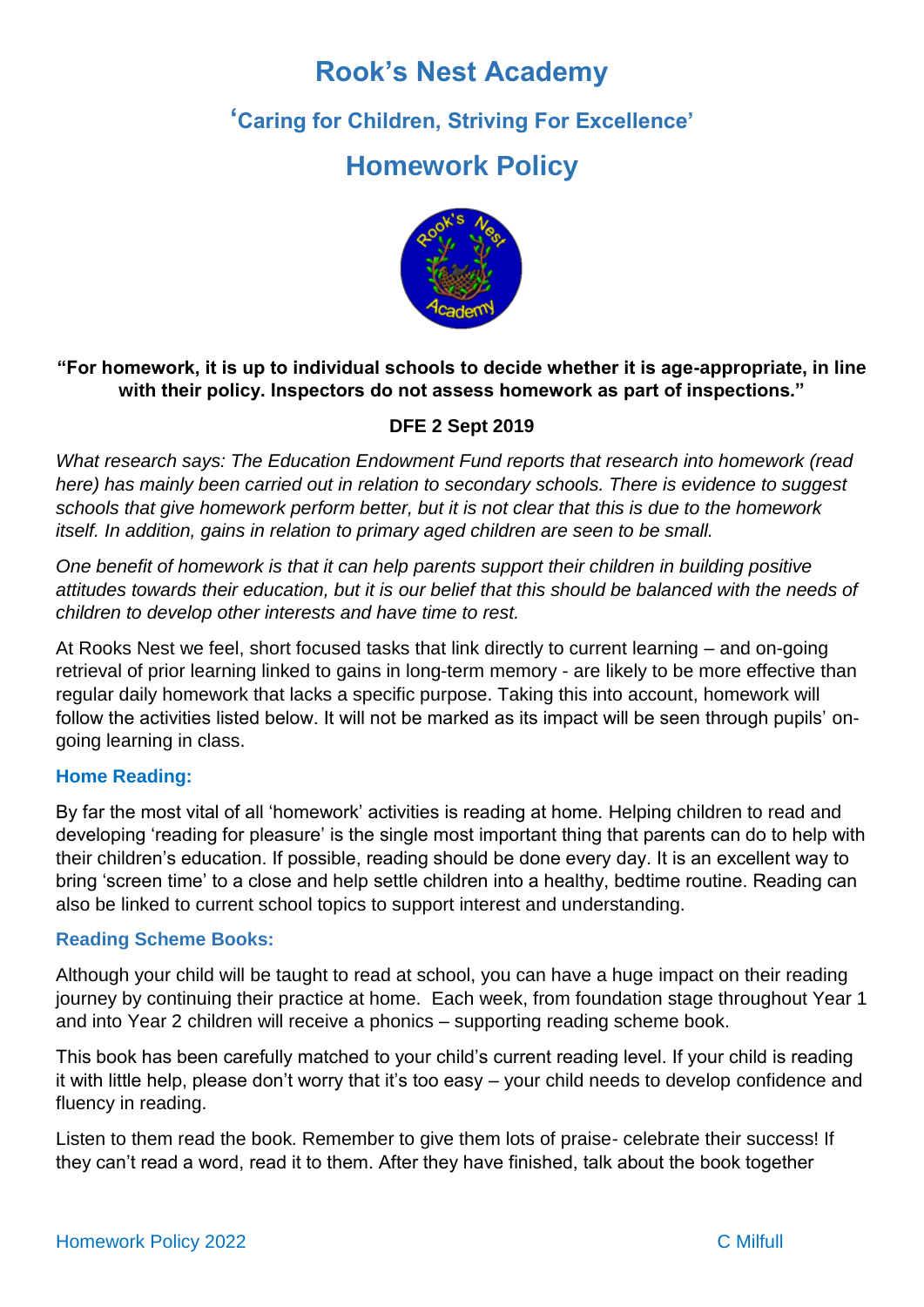# Rook's Nest Academy

## 'Caring for Children, Striving For Excellence'

## Homework Policy

**"For homework, it is up to individual schools to decide whether it is age-appropriate, in line with their policy. Inspectors do not assess homework as part of inspections."**

**DFE 2 Sept 2019**

*What research says: The Education Endowment Fund reports that research into homework (read here) has mainly been carried out in relation to secondary schools. There is evidence to suggest schools that give homework perform better, but it is not clear that this is due to the homework itself. In addition, gains in relation to primary aged children are seen to be small.*

*One benefit of homework is that it can help parents support their children in building positive attitudes towards their education, but it is our belief that this should be balanced with the needs of children to develop other interests and have time to rest.*

At Rooks Nest we feel, short focused tasks that link directly to current learning – and on-going retrieval of prior learning linked to gains in long-term memory - are likely to be more effective than regular daily homework that lacks a specific purpose. Taking this into account, homework will follow the activities listed below. It will not be marked as its impact will be seen through pupils' on-going learning in class.

### Home Reading:

By far the most vital of all 'homework' activities is reading at home. Helping children to read and developing 'reading for pleasure' is the single most important thing that parents can do to help with their children's education. If possible, reading should be done every day. It is an excellent way to bring 'screen time' to a close and help settle children into a healthy, bedtime routine. Reading can also be linked to current school topics to support interest and understanding.

### Reading Scheme Books:

Although your child will be taught to read at school, you can have a huge impact on their reading journey by continuing their practice at home. Each week, from foundation stage throughout Year 1 and into Year 2 children will receive a phonics – supporting reading scheme book.

This book has been carefully matched to your child's current reading level. If your child is reading it with little help, please don't worry that it's too easy – your child needs to develop confidence and fluency in reading.

Listen to them read the book. Remember to give them lots of praise- celebrate their success! If they can't read a word, read it to them. After they have finished, talk about the book together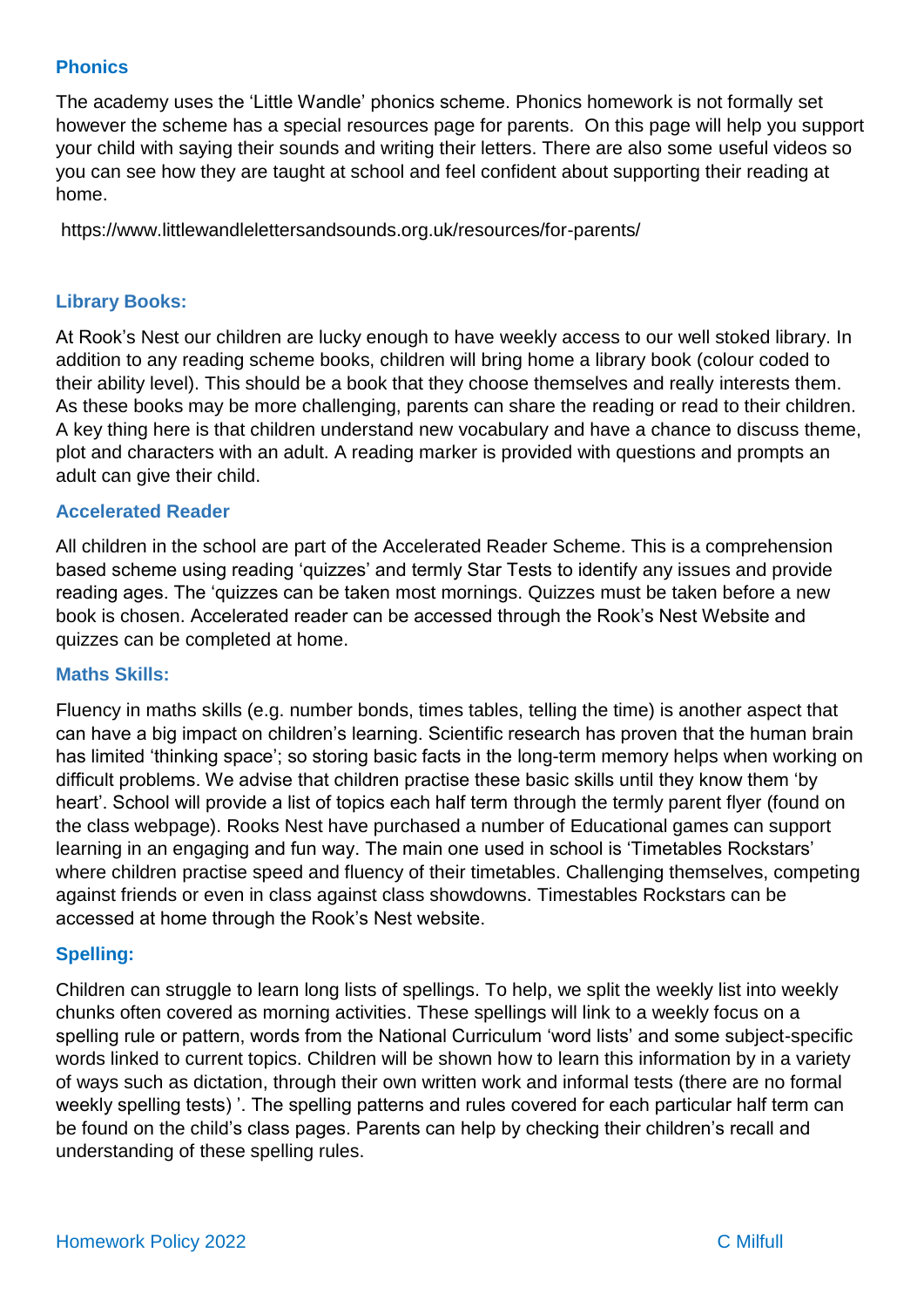## Phonics

The academy uses the 'Little Wandle' phonics scheme. Phonics homework is not formally set however the scheme has a special resources page for parents.  On this page will help you support your child with saying their sounds and writing their letters. There are also some useful videos so you can see how they are taught at school and feel confident about supporting their reading at home.

https://www.littlewandlelettersandsounds.org.uk/resources/for-parents/

## Library Books:

At Rook's Nest our children are lucky enough to have weekly access to our well stoked library. In addition to any reading scheme books, children will bring home a library book (colour coded to their ability level). This should be a book that they choose themselves and really interests them. As these books may be more challenging, parents can share the reading or read to their children. A key thing here is that children understand new vocabulary and have a chance to discuss theme, plot and characters with an adult. A reading marker is provided with questions and prompts an adult can give their child.

## Accelerated Reader

All children in the school are part of the Accelerated Reader Scheme. This is a comprehension based scheme using reading 'quizzes' and termly Star Tests to identify any issues and provide reading ages. The 'quizzes can be taken most mornings. Quizzes must be taken before a new book is chosen. Accelerated reader can be accessed through the Rook's Nest Website and quizzes can be completed at home.

## Maths Skills:

Fluency in maths skills (e.g. number bonds, times tables, telling the time) is another aspect that can have a big impact on children's learning. Scientific research has proven that the human brain has limited 'thinking space'; so storing basic facts in the long-term memory helps when working on difficult problems. We advise that children practise these basic skills until they know them 'by heart'. School will provide a list of topics each half term through the termly parent flyer (found on the class webpage). Rooks Nest have purchased a number of Educational games can support learning in an engaging and fun way. The main one used in school is 'Timetables Rockstars' where children practise speed and fluency of their timetables. Challenging themselves, competing against friends or even in class against class showdowns. Timestables Rockstars can be accessed at home through the Rook's Nest website.

## Spelling:

Children can struggle to learn long lists of spellings. To help, we split the weekly list into weekly chunks often covered as morning activities. These spellings will link to a weekly focus on a spelling rule or pattern, words from the National Curriculum 'word lists' and some subject-specific words linked to current topics. Children will be shown how to learn this information by in a variety of ways such as dictation, through their own written work and informal tests (there are no formal weekly spelling tests) '. The spelling patterns and rules covered for each particular half term can be found on the child's class pages. Parents can help by checking their children's recall and understanding of these spelling rules.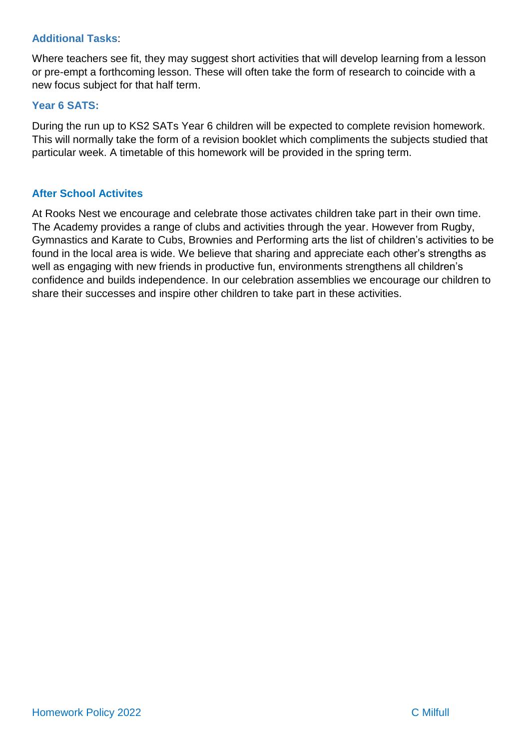### Additional Tasks:

Where teachers see fit, they may suggest short activities that will develop learning from a lesson or pre-empt a forthcoming lesson. These will often take the form of research to coincide with a new focus subject for that half term.

### Year 6 SATS:

During the run up to KS2 SATs Year 6 children will be expected to complete revision homework. This will normally take the form of a revision booklet which compliments the subjects studied that particular week. A timetable of this homework will be provided in the spring term.

### After School Activites

At Rooks Nest we encourage and celebrate those activates children take part in their own time. The Academy provides a range of clubs and activities through the year. However from Rugby, Gymnastics and Karate to Cubs, Brownies and Performing arts the list of children's activities to be found in the local area is wide. We believe that sharing and appreciate each other's strengths as well as engaging with new friends in productive fun, environments strengthens all children's confidence and builds independence. In our celebration assemblies we encourage our children to share their successes and inspire other children to take part in these activities.